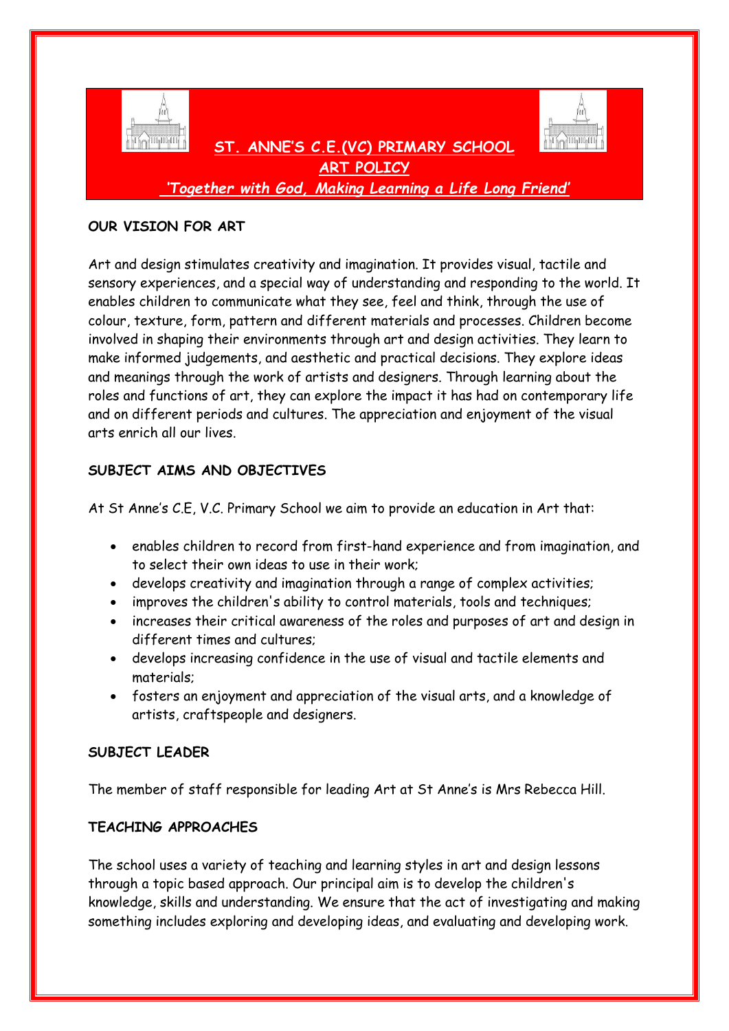# ST. ANNE'S C.E.(VC) PRIMARY SCHOOL

## ART POLICY

*'Together with God, Making Learning a Life Long Friend'*

**OUR VISION FOR ART**

Art and design stimulates creativity and imagination. It provides visual, tactile and sensory experiences, and a special way of understanding and responding to the world. It enables children to communicate what they see, feel and think, through the use of colour, texture, form, pattern and different materials and processes. Children become involved in shaping their environments through art and design activities. They learn to make informed judgements, and aesthetic and practical decisions. They explore ideas and meanings through the work of artists and designers. Through learning about the roles and functions of art, they can explore the impact it has had on contemporary life and on different periods and cultures. The appreciation and enjoyment of the visual arts enrich all our lives.

**SUBJECT AIMS AND OBJECTIVES**

At St Anne's C.E, V.C. Primary School we aim to provide an education in Art that:

- enables children to record from first-hand experience and from imagination, and to select their own ideas to use in their work;
- develops creativity and imagination through a range of complex activities;
- improves the children's ability to control materials, tools and techniques;
- increases their critical awareness of the roles and purposes of art and design in different times and cultures;
- develops increasing confidence in the use of visual and tactile elements and materials;
- fosters an enjoyment and appreciation of the visual arts, and a knowledge of artists, craftspeople and designers.

**SUBJECT LEADER**

The member of staff responsible for leading Art at St Anne's is Mrs Rebecca Hill.

**TEACHING APPROACHES**

The school uses a variety of teaching and learning styles in art and design lessons through a topic based approach. Our principal aim is to develop the children's knowledge, skills and understanding. We ensure that the act of investigating and making something includes exploring and developing ideas, and evaluating and developing work.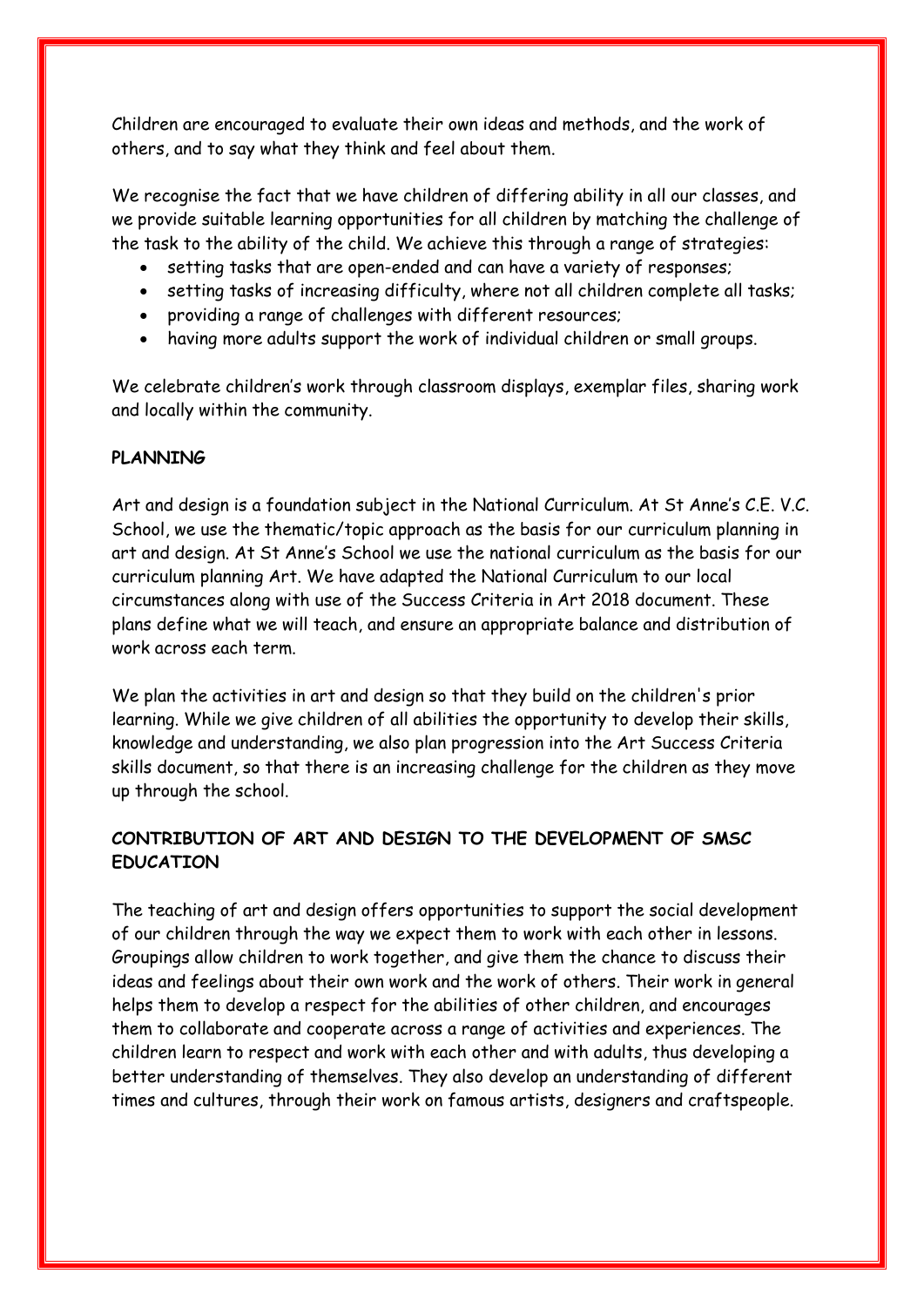Children are encouraged to evaluate their own ideas and methods, and the work of others, and to say what they think and feel about them.

We recognise the fact that we have children of differing ability in all our classes, and we provide suitable learning opportunities for all children by matching the challenge of the task to the ability of the child. We achieve this through a range of strategies:

- setting tasks that are open-ended and can have a variety of responses;
- setting tasks of increasing difficulty, where not all children complete all tasks;
- providing a range of challenges with different resources;
- having more adults support the work of individual children or small groups.

We celebrate children's work through classroom displays, exemplar files, sharing work and locally within the community.

**PLANNING**

Art and design is a foundation subject in the National Curriculum. At St Anne's C.E. V.C. School, we use the thematic/topic approach as the basis for our curriculum planning in art and design. At St Anne's School we use the national curriculum as the basis for our curriculum planning Art. We have adapted the National Curriculum to our local circumstances along with use of the Success Criteria in Art 2018 document. These plans define what we will teach, and ensure an appropriate balance and distribution of work across each term.

We plan the activities in art and design so that they build on the children's prior learning. While we give children of all abilities the opportunity to develop their skills, knowledge and understanding, we also plan progression into the Art Success Criteria skills document, so that there is an increasing challenge for the children as they move up through the school.

**CONTRIBUTION OF ART AND DESIGN TO THE DEVELOPMENT OF SMSC EDUCATION**

The teaching of art and design offers opportunities to support the social development of our children through the way we expect them to work with each other in lessons. Groupings allow children to work together, and give them the chance to discuss their ideas and feelings about their own work and the work of others. Their work in general helps them to develop a respect for the abilities of other children, and encourages them to collaborate and cooperate across a range of activities and experiences. The children learn to respect and work with each other and with adults, thus developing a better understanding of themselves. They also develop an understanding of different times and cultures, through their work on famous artists, designers and craftspeople.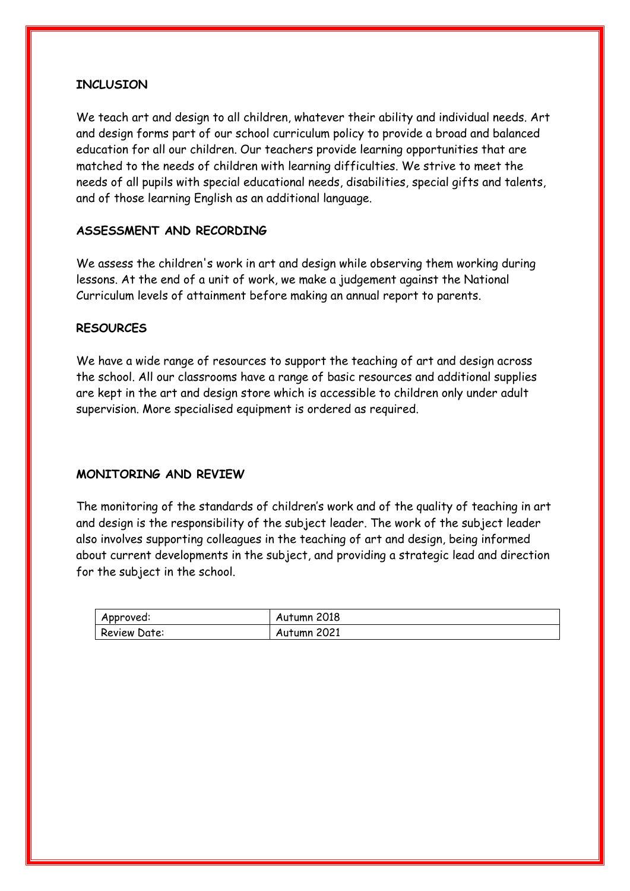## INCLUSION

We teach art and design to all children, whatever their ability and individual needs. Art and design forms part of our school curriculum policy to provide a broad and balanced education for all our children. Our teachers provide learning opportunities that are matched to the needs of children with learning difficulties. We strive to meet the needs of all pupils with special educational needs, disabilities, special gifts and talents, and of those learning English as an additional language.

## ASSESSMENT AND RECORDING

We assess the children's work in art and design while observing them working during lessons. At the end of a unit of work, we make a judgement against the National Curriculum levels of attainment before making an annual report to parents.

## RESOURCES

We have a wide range of resources to support the teaching of art and design across the school. All our classrooms have a range of basic resources and additional supplies are kept in the art and design store which is accessible to children only under adult supervision. More specialised equipment is ordered as required.

## MONITORING AND REVIEW

The monitoring of the standards of children's work and of the quality of teaching in art and design is the responsibility of the subject leader. The work of the subject leader also involves supporting colleagues in the teaching of art and design, being informed about current developments in the subject, and providing a strategic lead and direction for the subject in the school.

| | |
|---|---|
| Approved: | Autumn 2018 |
| Review Date: | Autumn 2021 |